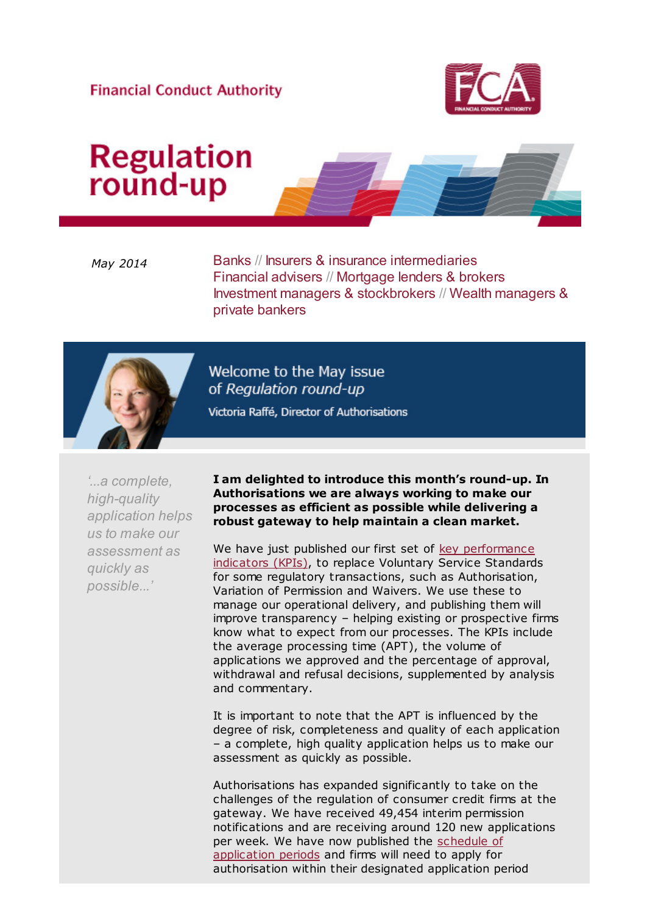Financial Conduct Authority

# Regulation round-up

*May 2014*

Banks // Insurers & insurance intermediaries
Financial advisers // Mortgage lenders & brokers
Investment managers & stockbrokers // Wealth managers & private bankers

## Welcome to the May issue of *Regulation round-up*

Victoria Raffé, Director of Authorisations

*'...a complete, high-quality application helps us to make our assessment as quickly as possible...'*

**I am delighted to introduce this month's round-up. In Authorisations we are always working to make our processes as efficient as possible while delivering a robust gateway to help maintain a clean market.**

We have just published our first set of key performance indicators (KPIs), to replace Voluntary Service Standards for some regulatory transactions, such as Authorisation, Variation of Permission and Waivers. We use these to manage our operational delivery, and publishing them will improve transparency – helping existing or prospective firms know what to expect from our processes. The KPIs include the average processing time (APT), the volume of applications we approved and the percentage of approval, withdrawal and refusal decisions, supplemented by analysis and commentary.

It is important to note that the APT is influenced by the degree of risk, completeness and quality of each application – a complete, high quality application helps us to make our assessment as quickly as possible.

Authorisations has expanded significantly to take on the challenges of the regulation of consumer credit firms at the gateway. We have received 49,454 interim permission notifications and are receiving around 120 new applications per week. We have now published the schedule of application periods and firms will need to apply for authorisation within their designated application period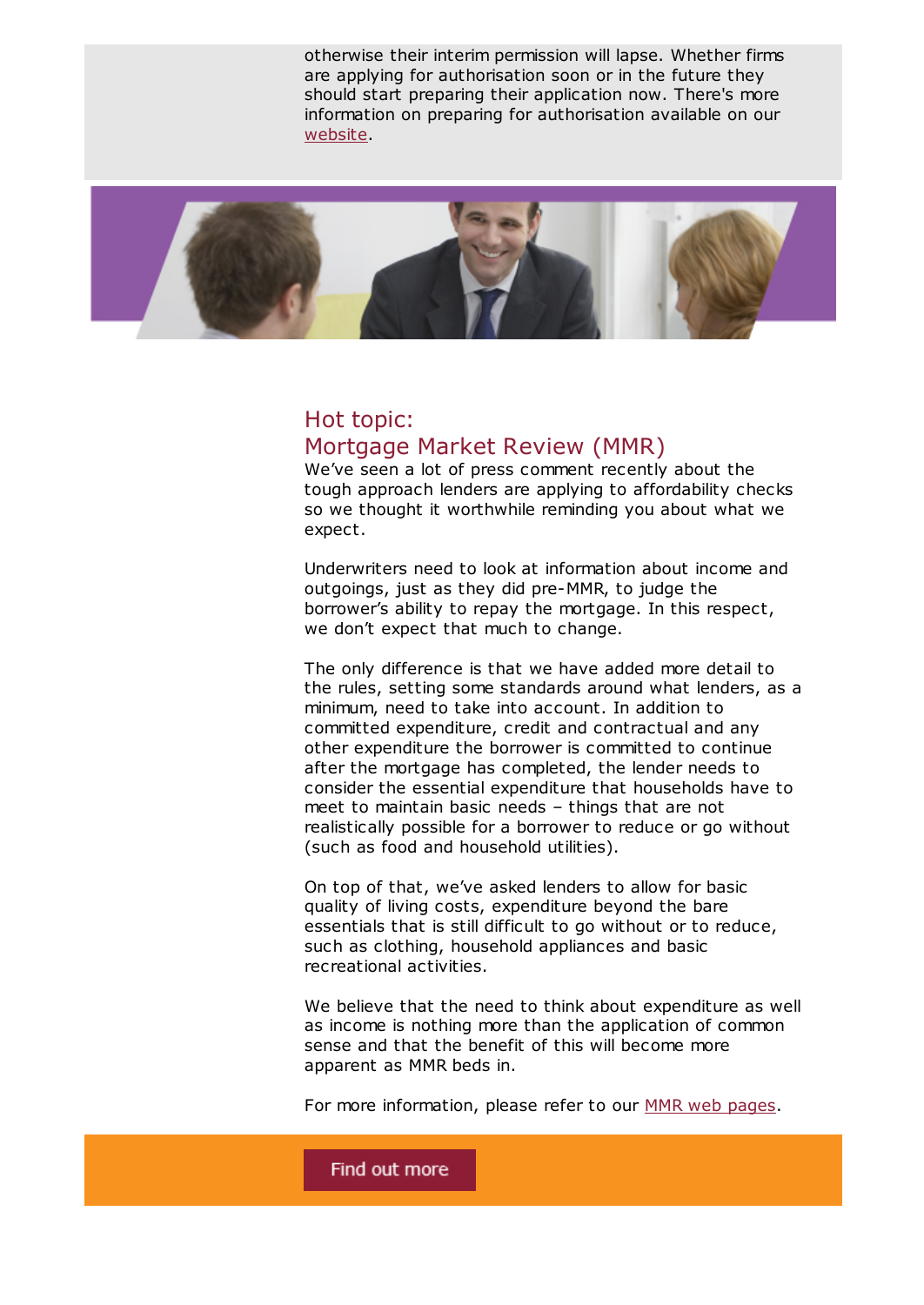otherwise their interim permission will lapse. Whether firms are applying for authorisation soon or in the future they should start preparing their application now. There's more information on preparing for authorisation available on our website.

## Hot topic:
## Mortgage Market Review (MMR)

We've seen a lot of press comment recently about the tough approach lenders are applying to affordability checks so we thought it worthwhile reminding you about what we expect.

Underwriters need to look at information about income and outgoings, just as they did pre-MMR, to judge the borrower's ability to repay the mortgage. In this respect, we don't expect that much to change.

The only difference is that we have added more detail to the rules, setting some standards around what lenders, as a minimum, need to take into account. In addition to committed expenditure, credit and contractual and any other expenditure the borrower is committed to continue after the mortgage has completed, the lender needs to consider the essential expenditure that households have to meet to maintain basic needs – things that are not realistically possible for a borrower to reduce or go without (such as food and household utilities).

On top of that, we've asked lenders to allow for basic quality of living costs, expenditure beyond the bare essentials that is still difficult to go without or to reduce, such as clothing, household appliances and basic recreational activities.

We believe that the need to think about expenditure as well as income is nothing more than the application of common sense and that the benefit of this will become more apparent as MMR beds in.

For more information, please refer to our MMR web pages.

Find out more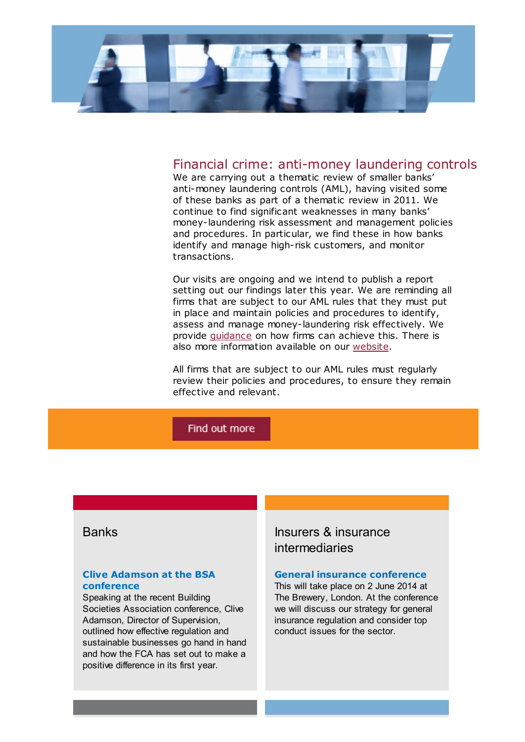## Financial crime: anti-money laundering controls

We are carrying out a thematic review of smaller banks' anti-money laundering controls (AML), having visited some of these banks as part of a thematic review in 2011. We continue to find significant weaknesses in many banks' money-laundering risk assessment and management policies and procedures. In particular, we find these in how banks identify and manage high-risk customers, and monitor transactions.

Our visits are ongoing and we intend to publish a report setting out our findings later this year. We are reminding all firms that are subject to our AML rules that they must put in place and maintain policies and procedures to identify, assess and manage money-laundering risk effectively. We provide guidance on how firms can achieve this. There is also more information available on our website.

All firms that are subject to our AML rules must regularly review their policies and procedures, to ensure they remain effective and relevant.

Find out more

### Banks

**Clive Adamson at the BSA conference**

Speaking at the recent Building Societies Association conference, Clive Adamson, Director of Supervision, outlined how effective regulation and sustainable businesses go hand in hand and how the FCA has set out to make a positive difference in its first year.

### Insurers & insurance intermediaries

**General insurance conference**

This will take place on 2 June 2014 at The Brewery, London. At the conference we will discuss our strategy for general insurance regulation and consider top conduct issues for the sector.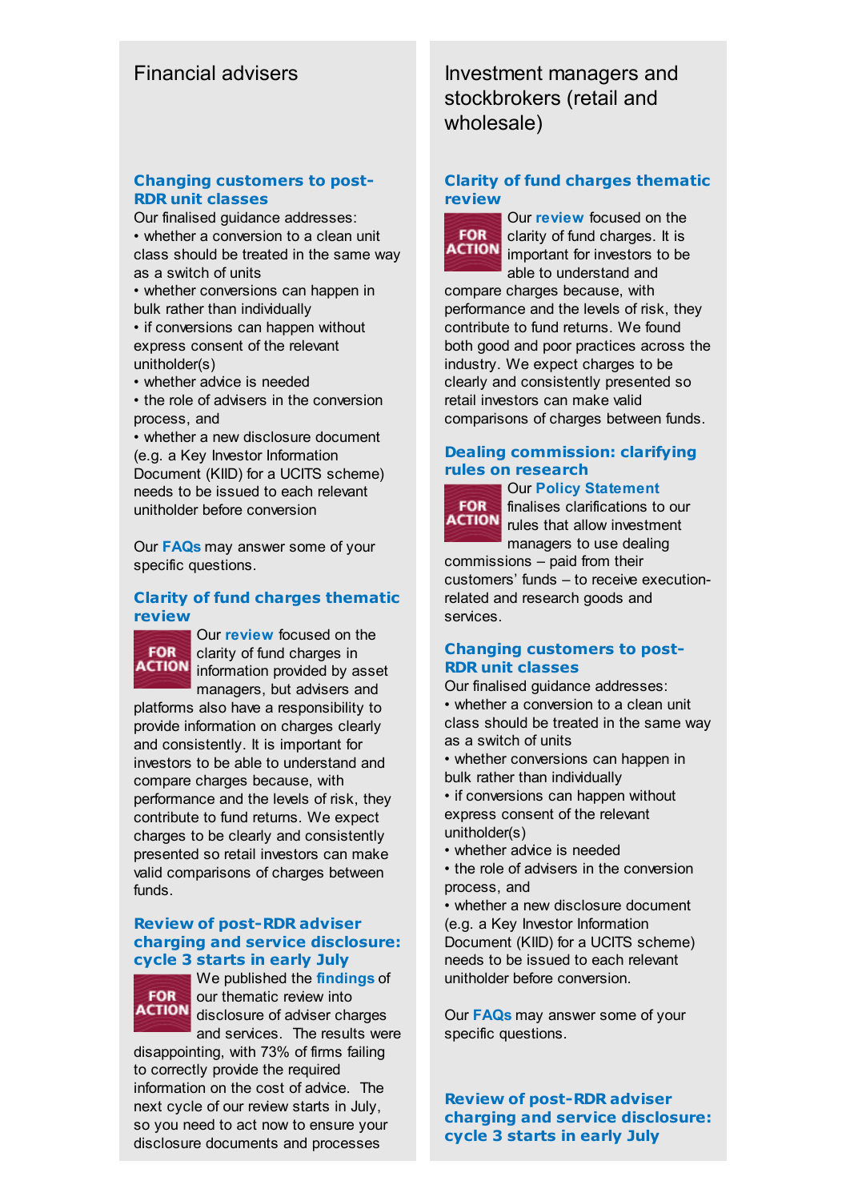## Financial advisers

### Changing customers to post-RDR unit classes

Our finalised guidance addresses:

- whether a conversion to a clean unit class should be treated in the same way as a switch of units
- whether conversions can happen in bulk rather than individually
- if conversions can happen without express consent of the relevant unitholder(s)
- whether advice is needed
- the role of advisers in the conversion process, and
- whether a new disclosure document (e.g. a Key Investor Information Document (KIID) for a UCITS scheme) needs to be issued to each relevant unitholder before conversion

Our **FAQs** may answer some of your specific questions.

### Clarity of fund charges thematic review

FOR ACTION

Our **review** focused on the clarity of fund charges in information provided by asset managers, but advisers and platforms also have a responsibility to provide information on charges clearly and consistently. It is important for investors to be able to understand and compare charges because, with performance and the levels of risk, they contribute to fund returns. We expect charges to be clearly and consistently presented so retail investors can make valid comparisons of charges between funds.

### Review of post-RDR adviser charging and service disclosure: cycle 3 starts in early July

FOR ACTION

We published the **findings** of our thematic review into disclosure of adviser charges and services. The results were disappointing, with 73% of firms failing to correctly provide the required information on the cost of advice. The next cycle of our review starts in July, so you need to act now to ensure your disclosure documents and processes

## Investment managers and stockbrokers (retail and wholesale)

### Clarity of fund charges thematic review

FOR ACTION

Our **review** focused on the clarity of fund charges. It is important for investors to be able to understand and compare charges because, with performance and the levels of risk, they contribute to fund returns. We found both good and poor practices across the industry. We expect charges to be clearly and consistently presented so retail investors can make valid comparisons of charges between funds.

### Dealing commission: clarifying rules on research

FOR ACTION

Our **Policy Statement** finalises clarifications to our rules that allow investment managers to use dealing commissions – paid from their customers' funds – to receive execution-related and research goods and services.

### Changing customers to post-RDR unit classes

Our finalised guidance addresses:

- whether a conversion to a clean unit class should be treated in the same way as a switch of units
- whether conversions can happen in bulk rather than individually
- if conversions can happen without express consent of the relevant unitholder(s)
- whether advice is needed
- the role of advisers in the conversion process, and
- whether a new disclosure document (e.g. a Key Investor Information Document (KIID) for a UCITS scheme) needs to be issued to each relevant unitholder before conversion.

Our **FAQs** may answer some of your specific questions.

### Review of post-RDR adviser charging and service disclosure: cycle 3 starts in early July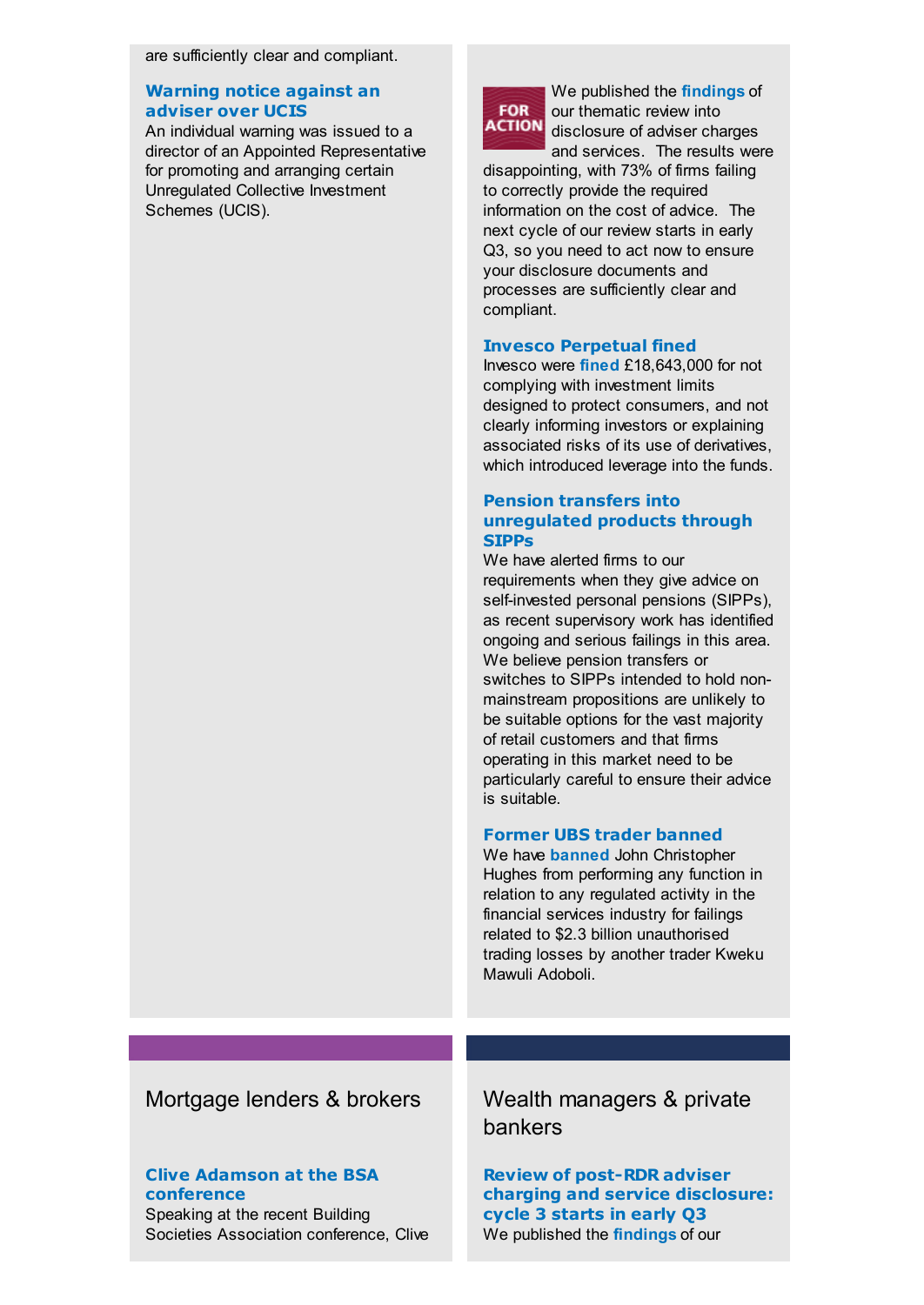are sufficiently clear and compliant.

### Warning notice against an adviser over UCIS

An individual warning was issued to a director of an Appointed Representative for promoting and arranging certain Unregulated Collective Investment Schemes (UCIS).

FOR ACTION

We published the **findings** of our thematic review into disclosure of adviser charges and services. The results were disappointing, with 73% of firms failing to correctly provide the required information on the cost of advice. The next cycle of our review starts in early Q3, so you need to act now to ensure your disclosure documents and processes are sufficiently clear and compliant.

### Invesco Perpetual fined

Invesco were **fined** £18,643,000 for not complying with investment limits designed to protect consumers, and not clearly informing investors or explaining associated risks of its use of derivatives, which introduced leverage into the funds.

### Pension transfers into unregulated products through SIPPs

We have alerted firms to our requirements when they give advice on self-invested personal pensions (SIPPs), as recent supervisory work has identified ongoing and serious failings in this area. We believe pension transfers or switches to SIPPs intended to hold non-mainstream propositions are unlikely to be suitable options for the vast majority of retail customers and that firms operating in this market need to be particularly careful to ensure their advice is suitable.

### Former UBS trader banned

We have **banned** John Christopher Hughes from performing any function in relation to any regulated activity in the financial services industry for failings related to $2.3 billion unauthorised trading losses by another trader Kweku Mawuli Adoboli.

## Mortgage lenders & brokers

### Clive Adamson at the BSA conference

Speaking at the recent Building Societies Association conference, Clive

## Wealth managers & private bankers

### Review of post-RDR adviser charging and service disclosure: cycle 3 starts in early Q3

We published the **findings** of our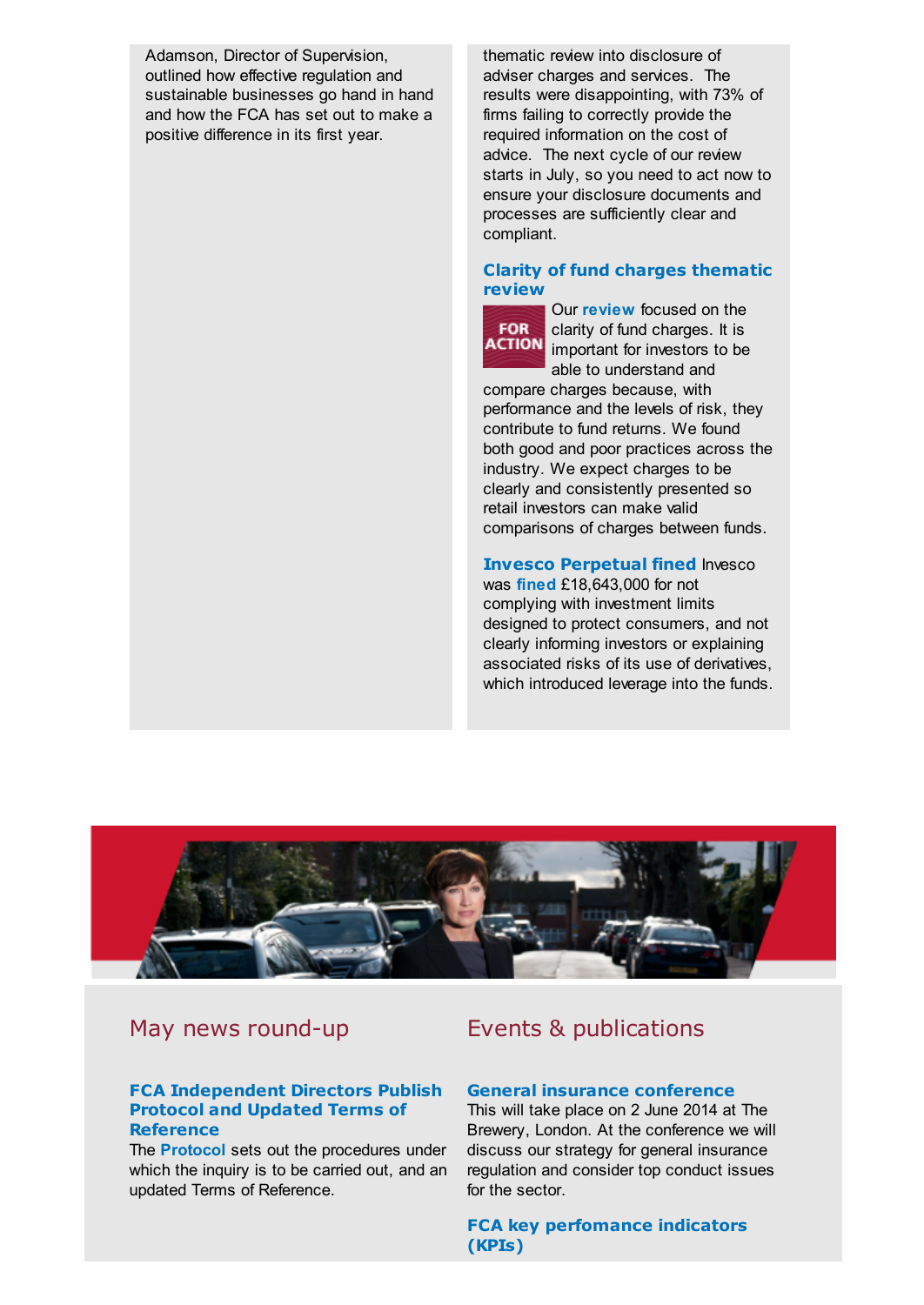Adamson, Director of Supervision, outlined how effective regulation and sustainable businesses go hand in hand and how the FCA has set out to make a positive difference in its first year.

thematic review into disclosure of adviser charges and services. The results were disappointing, with 73% of firms failing to correctly provide the required information on the cost of advice. The next cycle of our review starts in July, so you need to act now to ensure your disclosure documents and processes are sufficiently clear and compliant.

### Clarity of fund charges thematic review

FOR ACTION

Our **review** focused on the clarity of fund charges. It is important for investors to be able to understand and compare charges because, with performance and the levels of risk, they contribute to fund returns. We found both good and poor practices across the industry. We expect charges to be clearly and consistently presented so retail investors can make valid comparisons of charges between funds.

**Invesco Perpetual fined** Invesco was **fined** £18,643,000 for not complying with investment limits designed to protect consumers, and not clearly informing investors or explaining associated risks of its use of derivatives, which introduced leverage into the funds.

## May news round-up

### FCA Independent Directors Publish Protocol and Updated Terms of Reference

The **Protocol** sets out the procedures under which the inquiry is to be carried out, and an updated Terms of Reference.

## Events & publications

### General insurance conference

This will take place on 2 June 2014 at The Brewery, London. At the conference we will discuss our strategy for general insurance regulation and consider top conduct issues for the sector.

### FCA key perfomance indicators (KPIs)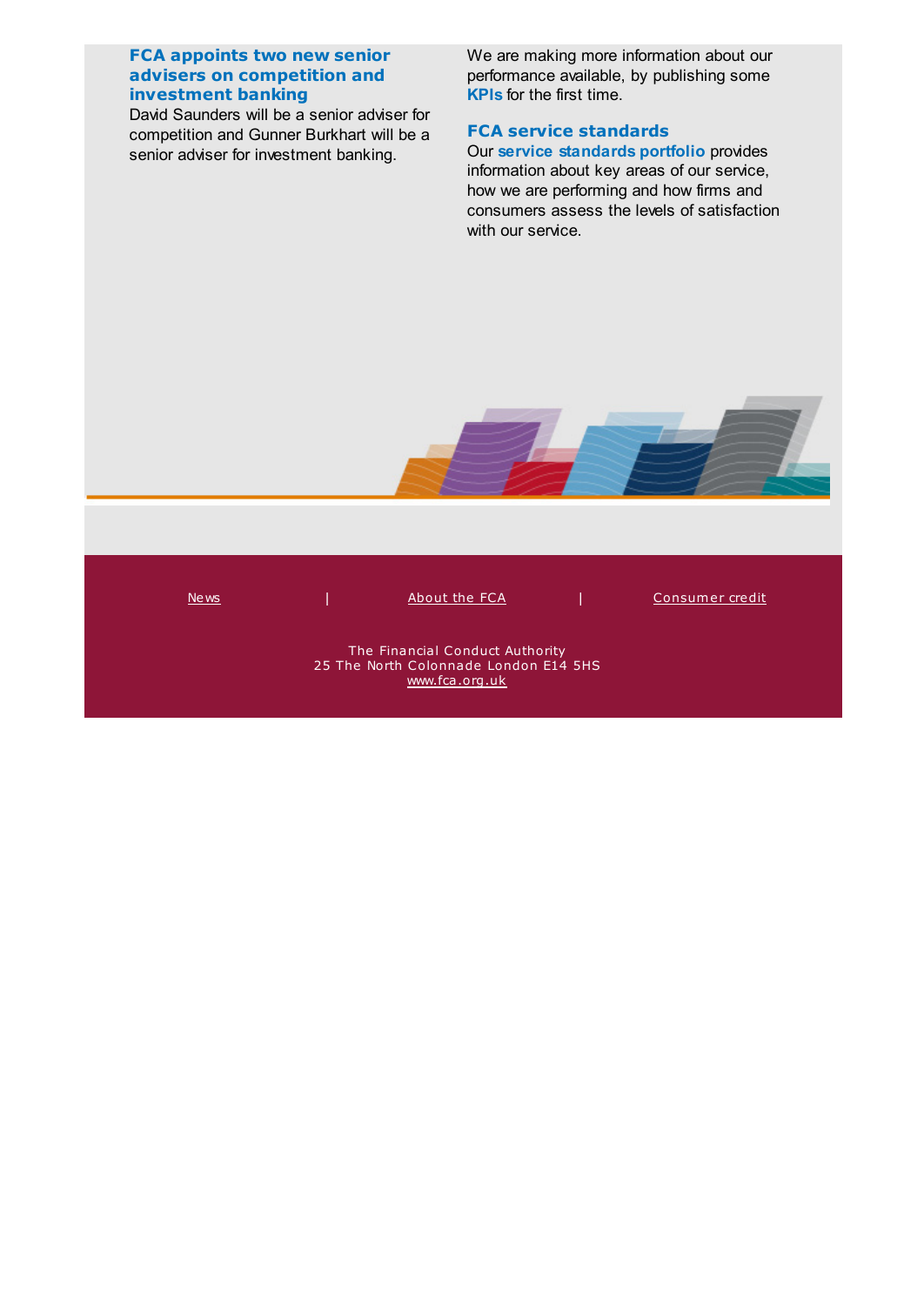### FCA appoints two new senior advisers on competition and investment banking

David Saunders will be a senior adviser for competition and Gunner Burkhart will be a senior adviser for investment banking.

We are making more information about our performance available, by publishing some **KPIs** for the first time.

### FCA service standards

Our **service standards portfolio** provides information about key areas of our service, how we are performing and how firms and consumers assess the levels of satisfaction with our service.

News | About the FCA | Consumer credit

The Financial Conduct Authority
25 The North Colonnade London E14 5HS
www.fca.org.uk